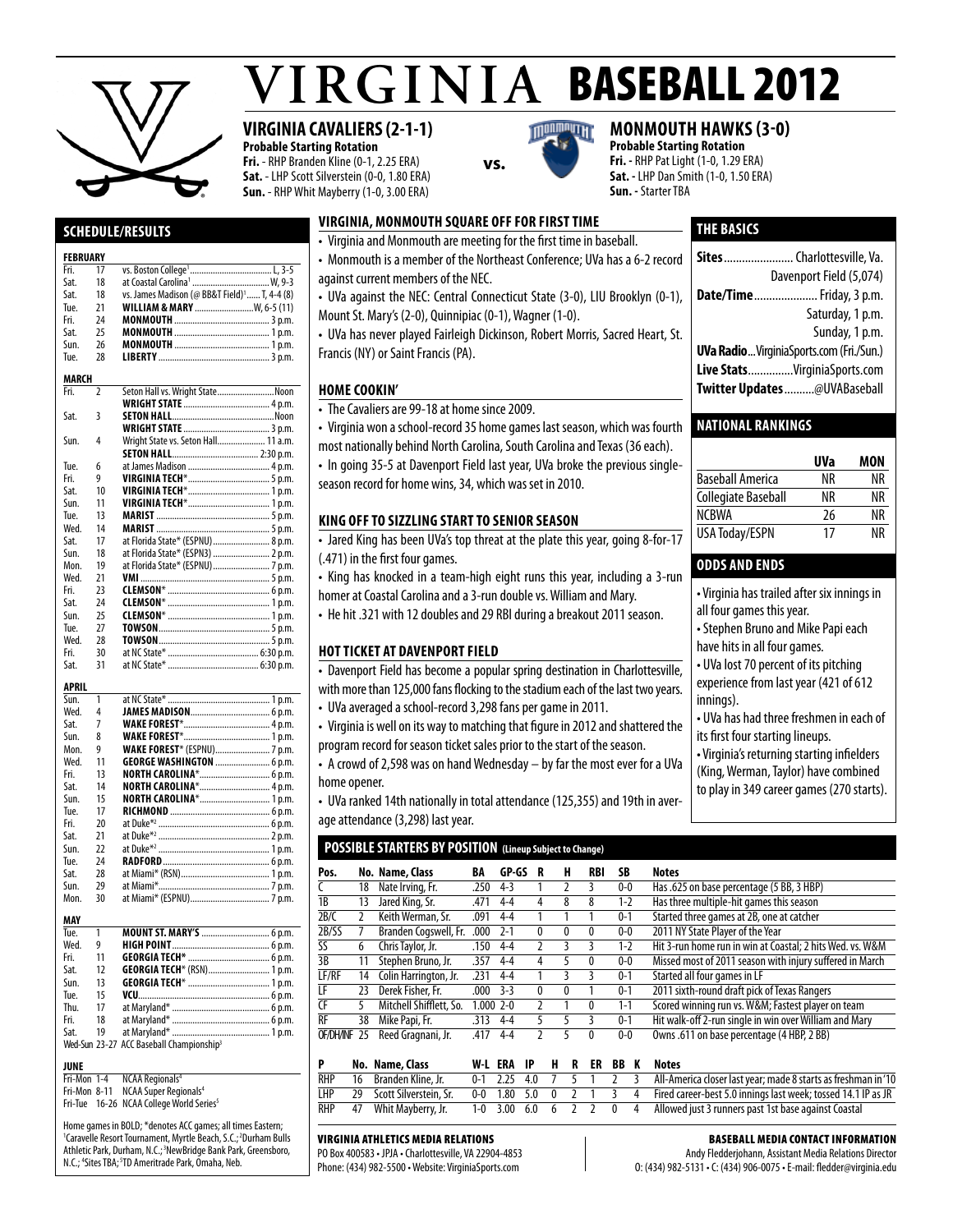# VIRGINIA BASEBALL 2012

## VIRGINIA CAVALIERS (2-1-1)

**Probable Starting Rotation**
**Fri.** - RHP Branden Kline (0-1, 2.25 ERA)
**Sat.** - LHP Scott Silverstein (0-0, 1.80 ERA)
**Sun.** - RHP Whit Mayberry (1-0, 3.00 ERA)

**vs.**

## MONMOUTH HAWKS (3-0)

**Probable Starting Rotation**
**Fri.** - RHP Pat Light (1-0, 1.29 ERA)
**Sat.** - LHP Dan Smith (1-0, 1.50 ERA)
**Sun.** - Starter TBA

## SCHEDULE/RESULTS

**FEBRUARY**

| | | |
|---|---|---|
| Fri. | 17 | vs. Boston College[1] ........ L, 3-5 |
| Sat. | 18 | at Coastal Carolina[1] ........ W, 9-3 |
| Sat. | 18 | vs. James Madison (@ BB&T Field)[1] ...... T, 4-4 (8) |
| Tue. | 21 | **WILLIAM & MARY** ........ W, 6-5 (11) |
| Fri. | 24 | **MONMOUTH** ........ 3 p.m. |
| Sat. | 25 | **MONMOUTH** ........ 1 p.m. |
| Sun. | 26 | **MONMOUTH** ........ 1 p.m. |
| Tue. | 28 | **LIBERTY** ........ 3 p.m. |

**MARCH**

| | | |
|---|---|---|
| Fri. | 2 | Seton Hall vs. Wright State ........ Noon |
| | | **WRIGHT STATE** ........ 4 p.m. |
| Sat. | 3 | **SETON HALL** ........ Noon |
| | | **WRIGHT STATE** ........ 3 p.m. |
| Sun. | 4 | Wright State vs. Seton Hall ........ 11 a.m. |
| | | **SETON HALL** ........ 2:30 p.m. |
| Tue. | 6 | at James Madison ........ 4 p.m. |
| Fri. | 9 | **VIRGINIA TECH*** ........ 5 p.m. |
| Sat. | 10 | **VIRGINIA TECH*** ........ 1 p.m. |
| Sun. | 11 | **VIRGINIA TECH*** ........ 1 p.m. |
| Tue. | 13 | **MARIST** ........ 5 p.m. |
| Wed. | 14 | **MARIST** ........ 5 p.m. |
| Sat. | 17 | at Florida State* (ESPNU) ........ 8 p.m. |
| Sun. | 18 | at Florida State* (ESPN3) ........ 2 p.m. |
| Mon. | 19 | at Florida State* (ESPNU) ........ 7 p.m. |
| Wed. | 21 | **VMI** ........ 5 p.m. |
| Fri. | 23 | **CLEMSON*** ........ 6 p.m. |
| Sat. | 24 | **CLEMSON*** ........ 1 p.m. |
| Sun. | 25 | **CLEMSON*** ........ 1 p.m. |
| Tue. | 27 | **TOWSON** ........ 5 p.m. |
| Wed. | 28 | **TOWSON** ........ 5 p.m. |
| Fri. | 30 | at NC State* ........ 6:30 p.m. |
| Sat. | 31 | at NC State* ........ 6:30 p.m. |

**APRIL**

| | | |
|---|---|---|
| Sun. | 1 | at NC State* ........ 1 p.m. |
| Wed. | 4 | **JAMES MADISON** ........ 6 p.m. |
| Sat. | 7 | **WAKE FOREST*** ........ 4 p.m. |
| Sun. | 8 | **WAKE FOREST*** ........ 1 p.m. |
| Mon. | 9 | **WAKE FOREST*** (ESPNU) ........ 7 p.m. |
| Wed. | 11 | **GEORGE WASHINGTON** ........ 6 p.m. |
| Fri. | 13 | **NORTH CAROLINA*** ........ 6 p.m. |
| Sat. | 14 | **NORTH CAROLINA*** ........ 4 p.m. |
| Sun. | 15 | **NORTH CAROLINA*** ........ 1 p.m. |
| Tue. | 17 | **RICHMOND** ........ 6 p.m. |
| Fri. | 20 | at Duke*[2] ........ 6 p.m. |
| Sat. | 21 | at Duke*[2] ........ 2 p.m. |
| Sun. | 22 | at Duke*[2] ........ 1 p.m. |
| Tue. | 24 | **RADFORD** ........ 6 p.m. |
| Sat. | 28 | at Miami* (RSN) ........ 1 p.m. |
| Sun. | 29 | at Miami* ........ 7 p.m. |
| Mon. | 30 | at Miami* (ESPNU) ........ 7 p.m. |

**MAY**

| | | |
|---|---|---|
| Tue. | 1 | **MOUNT ST. MARY'S** ........ 6 p.m. |
| Wed. | 9 | **HIGH POINT** ........ 6 p.m. |
| Fri. | 11 | **GEORGIA TECH*** ........ 6 p.m. |
| Sat. | 12 | **GEORGIA TECH*** (RSN) ........ 1 p.m. |
| Sun. | 13 | **GEORGIA TECH*** ........ 1 p.m. |
| Tue. | 15 | **VCU** ........ 6 p.m. |
| Thu. | 17 | at Maryland* ........ 6 p.m. |
| Fri. | 18 | at Maryland* ........ 6 p.m. |
| Sat. | 19 | at Maryland* ........ 1 p.m. |
| Wed-Sun | 23-27 | ACC Baseball Championship[3] |

**JUNE**

| | |
|---|---|
| Fri-Mon 1-4 | NCAA Regionals[4] |
| Fri-Mon 8-11 | NCAA Super Regionals[4] |
| Fri-Tue 16-26 | NCAA College World Series[5] |

Home games in BOLD; *denotes ACC games; all times Eastern; [1]Caravelle Resort Tournament, Myrtle Beach, S.C.; [2]Durham Bulls Athletic Park, Durham, N.C.; [3]NewBridge Bank Park, Greensboro, N.C.; [4]Sites TBA; [5]TD Ameritrade Park, Omaha, Neb.

## VIRGINIA, MONMOUTH SQUARE OFF FOR FIRST TIME

- Virginia and Monmouth are meeting for the first time in baseball.
- Monmouth is a member of the Northeast Conference; UVa has a 6-2 record against current members of the NEC.
- UVa against the NEC: Central Connecticut State (3-0), LIU Brooklyn (0-1), Mount St. Mary's (2-0), Quinnipiac (0-1), Wagner (1-0).
- UVa has never played Fairleigh Dickinson, Robert Morris, Sacred Heart, St. Francis (NY) or Saint Francis (PA).

## HOME COOKIN'

- The Cavaliers are 99-18 at home since 2009.
- Virginia won a school-record 35 home games last season, which was fourth most nationally behind North Carolina, South Carolina and Texas (36 each).
- In going 35-5 at Davenport Field last year, UVa broke the previous single-season record for home wins, 34, which was set in 2010.

## KING OFF TO SIZZLING START TO SENIOR SEASON

- Jared King has been UVa's top threat at the plate this year, going 8-for-17 (.471) in the first four games.
- King has knocked in a team-high eight runs this year, including a 3-run homer at Coastal Carolina and a 3-run double vs. William and Mary.
- He hit .321 with 12 doubles and 29 RBI during a breakout 2011 season.

## HOT TICKET AT DAVENPORT FIELD

- Davenport Field has become a popular spring destination in Charlottesville, with more than 125,000 fans flocking to the stadium each of the last two years.
- UVa averaged a school-record 3,298 fans per game in 2011.
- Virginia is well on its way to matching that figure in 2012 and shattered the program record for season ticket sales prior to the start of the season.
- A crowd of 2,598 was on hand Wednesday – by far the most ever for a UVa home opener.
- UVa ranked 14th nationally in total attendance (125,355) and 19th in average attendance (3,298) last year.

## THE BASICS

**Sites** ........ Charlottesville, Va.
Davenport Field (5,074)
**Date/Time** ........ Friday, 3 p.m.
Saturday, 1 p.m.
Sunday, 1 p.m.
**UVa Radio** ... VirginiaSports.com (Fri./Sun.)
**Live Stats** ........ VirginiaSports.com
**Twitter Updates** ........ @UVABaseball

## NATIONAL RANKINGS

| | UVa | MON |
|---|---|---|
| Baseball America | NR | NR |
| Collegiate Baseball | NR | NR |
| NCBWA | 26 | NR |
| USA Today/ESPN | 17 | NR |

## ODDS AND ENDS

- Virginia has trailed after six innings in all four games this year.
- Stephen Bruno and Mike Papi each have hits in all four games.
- UVa lost 70 percent of its pitching experience from last year (421 of 612 innings).
- UVa has had three freshmen in each of its first four starting lineups.
- Virginia's returning starting infielders (King, Werman, Taylor) have combined to play in 349 career games (270 starts).

## POSSIBLE STARTERS BY POSITION (Lineup Subject to Change)

| Pos. | No. | Name, Class | BA | GP-GS | R | H | RBI | SB | Notes |
|---|---|---|---|---|---|---|---|---|---|
| C | 18 | Nate Irving, Fr. | .250 | 4-3 | 1 | 2 | 3 | 0-0 | Has .625 on base percentage (5 BB, 3 HBP) |
| 1B | 13 | Jared King, Sr. | .471 | 4-4 | 4 | 8 | 8 | 1-2 | Has three multiple-hit games this season |
| 2B/C | 2 | Keith Werman, Sr. | .091 | 4-4 | 1 | 1 | 1 | 0-1 | Started three games at 2B, one at catcher |
| 2B/SS | 7 | Branden Cogswell, Fr. | .000 | 2-1 | 0 | 0 | 0 | 0-0 | 2011 NY State Player of the Year |
| SS | 6 | Chris Taylor, Jr. | .150 | 4-4 | 2 | 3 | 3 | 1-2 | Hit 3-run home run in win at Coastal; 2 hits Wed. vs. W&M |
| 3B | 11 | Stephen Bruno, Jr. | .357 | 4-4 | 4 | 5 | 0 | 0-0 | Missed most of 2011 season with injury suffered in March |
| LF/RF | 14 | Colin Harrington, Jr. | .231 | 4-4 | 1 | 3 | 3 | 0-1 | Started all four games in LF |
| LF | 23 | Derek Fisher, Fr. | .000 | 3-3 | 0 | 0 | 1 | 0-1 | 2011 sixth-round draft pick of Texas Rangers |
| CF | 5 | Mitchell Shifflett, So. | 1.000 | 2-0 | 2 | 1 | 0 | 1-1 | Scored winning run vs. W&M; Fastest player on team |
| RF | 38 | Mike Papi, Fr. | .313 | 4-4 | 5 | 5 | 3 | 0-1 | Hit walk-off 2-run single in win over William and Mary |
| OF/DH/INF | 25 | Reed Gragnani, Jr. | .417 | 4-4 | 2 | 5 | 0 | 0-0 | Owns .611 on base percentage (4 HBP, 2 BB) |

| P | No. | Name, Class | W-L | ERA | IP | H | R | ER | BB | K | Notes |
|---|---|---|---|---|---|---|---|---|---|---|---|
| RHP | 16 | Branden Kline, Jr. | 0-1 | 2.25 | 4.0 | 7 | 5 | 1 | 2 | 3 | All-America closer last year; made 8 starts as freshman in '10 |
| LHP | 29 | Scott Silverstein, Sr. | 0-0 | 1.80 | 5.0 | 0 | 2 | 1 | 3 | 4 | Fired career-best 5.0 innings last week; tossed 14.1 IP as JR |
| RHP | 47 | Whit Mayberry, Jr. | 1-0 | 3.00 | 6.0 | 6 | 2 | 2 | 0 | 4 | Allowed just 3 runners past 1st base against Coastal |

**VIRGINIA ATHLETICS MEDIA RELATIONS**
PO Box 400583 • JPJA • Charlottesville, VA 22904-4853
Phone: (434) 982-5500 • Website: VirginiaSports.com

**BASEBALL MEDIA CONTACT INFORMATION**
Andy Fledderjohann, Assistant Media Relations Director
O: (434) 982-5131 • C: (434) 906-0075 • E-mail: fledder@virginia.edu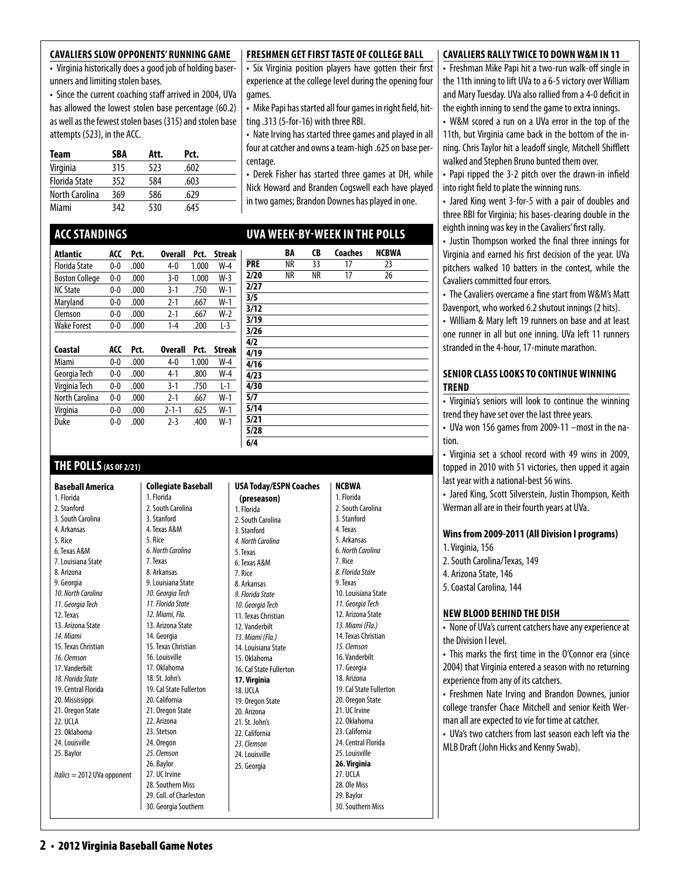### CAVALIERS SLOW OPPONENTS' RUNNING GAME

- Virginia historically does a good job of holding baserunners and limiting stolen bases.
- Since the current coaching staff arrived in 2004, UVa has allowed the lowest stolen base percentage (60.2) as well as the fewest stolen bases (315) and stolen base attempts (523), in the ACC.

| Team | SBA | Att. | Pct. |
|---|---|---|---|
| Virginia | 315 | 523 | .602 |
| Florida State | 352 | 584 | .603 |
| North Carolina | 369 | 586 | .629 |
| Miami | 342 | 530 | .645 |

### FRESHMEN GET FIRST TASTE OF COLLEGE BALL

- Six Virginia position players have gotten their first experience at the college level during the opening four games.
- Mike Papi has started all four games in right field, hitting .313 (5-for-16) with three RBI.
- Nate Irving has started three games and played in all four at catcher and owns a team-high .625 on base percentage.
- Derek Fisher has started three games at DH, while Nick Howard and Branden Cogswell each have played in two games; Brandon Downes has played in one.

## ACC STANDINGS

| Atlantic | ACC | Pct. | Overall | Pct. | Streak |
|---|---|---|---|---|---|
| Florida State | 0-0 | .000 | 4-0 | 1.000 | W-4 |
| Boston College | 0-0 | .000 | 3-0 | 1.000 | W-3 |
| NC State | 0-0 | .000 | 3-1 | .750 | W-1 |
| Maryland | 0-0 | .000 | 2-1 | .667 | W-1 |
| Clemson | 0-0 | .000 | 2-1 | .667 | W-2 |
| Wake Forest | 0-0 | .000 | 1-4 | .200 | L-3 |

| Coastal | ACC | Pct. | Overall | Pct. | Streak |
|---|---|---|---|---|---|
| Miami | 0-0 | .000 | 4-0 | 1.000 | W-4 |
| Georgia Tech | 0-0 | .000 | 4-1 | .800 | W-4 |
| Virginia Tech | 0-0 | .000 | 3-1 | .750 | L-1 |
| North Carolina | 0-0 | .000 | 2-1 | .667 | W-1 |
| Virginia | 0-0 | .000 | 2-1-1 | .625 | W-1 |
| Duke | 0-0 | .000 | 2-3 | .400 | W-1 |

## UVA WEEK-BY-WEEK IN THE POLLS

| | BA | CB | Coaches | NCBWA |
|---|---|---|---|---|
| PRE | NR | 33 | 17 | 23 |
| 2/20 | NR | NR | 17 | 26 |
| 2/27 | | | | |
| 3/5 | | | | |
| 3/12 | | | | |
| 3/19 | | | | |
| 3/26 | | | | |
| 4/2 | | | | |
| 4/19 | | | | |
| 4/16 | | | | |
| 4/23 | | | | |
| 4/30 | | | | |
| 5/7 | | | | |
| 5/14 | | | | |
| 5/21 | | | | |
| 5/28 | | | | |
| 6/4 | | | | |

## THE POLLS (AS OF 2/21)

| Baseball America | Collegiate Baseball | USA Today/ESPN Coaches (preseason) | NCBWA |
|---|---|---|---|
| 1. Florida | 1. Florida | 1. Florida | 1. Florida |
| 2. Stanford | 2. South Carolina | 2. South Carolina | 2. South Carolina |
| 3. South Carolina | 3. Stanford | 3. Stanford | 3. Stanford |
| 4. Arkansas | 4. Texas A&M | *4. North Carolina* | 4. Texas |
| 5. Rice | 5. Rice | 5. Texas | 5. Arkansas |
| 6. Texas A&M | *6. North Carolina* | 6. Texas A&M | *6. North Carolina* |
| 7. Louisiana State | 7. Texas | 7. Rice | 7. Rice |
| 8. Arizona | 8. Arkansas | 8. Arkansas | *8. Florida State* |
| 9. Georgia | 9. Louisiana State | *9. Florida State* | 9. Texas |
| *10. North Carolina* | *10. Georgia Tech* | *10. Georgia Tech* | 10. Louisiana State |
| *11. Georgia Tech* | *11. Florida State* | 11. Texas Christian | *11. Georgia Tech* |
| 12. Texas | *12. Miami, Fla.* | 12. Vanderbilt | 12. Arizona State |
| 13. Arizona State | 13. Arizona State | *13. Miami (Fla.)* | *13. Miami (Fla.)* |
| *14. Miami* | 14. Georgia | 14. Louisiana State | 14. Texas Christian |
| 15. Texas Christian | 15. Texas Christian | 15. Oklahoma | *15. Clemson* |
| *16. Clemson* | 16. Louisville | 16. Cal State Fullerton | 16. Vanderbilt |
| 17. Vanderbilt | 17. Oklahoma | **17. Virginia** | 17. Georgia |
| *18. Florida State* | 18. St. John's | 18. UCLA | 18. Arizona |
| 19. Central Florida | 19. Cal State Fullerton | 19. Oregon State | 19. Cal State Fullerton |
| 20. Mississippi | 20. California | 20. Arizona | 20. Oregon State |
| 21. Oregon State | 21. Oregon State | 21. St. John's | 21. UC Irvine |
| 22. UCLA | 22. Arizona | 22. California | 22. Oklahoma |
| 23. Oklahoma | 23. Stetson | *23. Clemson* | 23. California |
| 24. Louisville | 24. Oregon | 24. Louisville | 24. Central Florida |
| 25. Baylor | *25. Clemson* | 25. Georgia | 25. Louisville |
| | 26. Baylor | | **26. Virginia** |
| | 27. UC Irvine | | 27. UCLA |
| | 28. Southern Miss | | 28. Ole Miss |
| | 29. Coll. of Charleston | | 29. Baylor |
| | 30. Georgia Southern | | 30. Southern Miss |

*Italics* = 2012 UVa opponent

### CAVALIERS RALLY TWICE TO DOWN W&M IN 11

- Freshman Mike Papi hit a two-run walk-off single in the 11th inning to lift UVa to a 6-5 victory over William and Mary Tuesday. UVa also rallied from a 4-0 deficit in the eighth inning to send the game to extra innings.
- W&M scored a run on a UVa error in the top of the 11th, but Virginia came back in the bottom of the inning. Chris Taylor hit a leadoff single, Mitchell Shifflett walked and Stephen Bruno bunted them over.
- Papi ripped the 3-2 pitch over the drawn-in infield into right field to plate the winning runs.
- Jared King went 3-for-5 with a pair of doubles and three RBI for Virginia; his bases-clearing double in the eighth inning was key in the Cavaliers' first rally.
- Justin Thompson worked the final three innings for Virginia and earned his first decision of the year. UVa pitchers walked 10 batters in the contest, while the Cavaliers committed four errors.
- The Cavaliers overcame a fine start from W&M's Matt Davenport, who worked 6.2 shutout innings (2 hits).
- William & Mary left 19 runners on base and at least one runner in all but one inning. UVa left 11 runners stranded in the 4-hour, 17-minute marathon.

### SENIOR CLASS LOOKS TO CONTINUE WINNING TREND

- Virginia's seniors will look to continue the winning trend they have set over the last three years.
- UVa won 156 games from 2009-11 –most in the nation.
- Virginia set a school record with 49 wins in 2009, topped in 2010 with 51 victories, then upped it again last year with a national-best 56 wins.
- Jared King, Scott Silverstein, Justin Thompson, Keith Werman all are in their fourth years at UVa.

**Wins from 2009-2011 (All Division I programs)**

1. Virginia, 156
2. South Carolina/Texas, 149
4. Arizona State, 146
5. Coastal Carolina, 144

### NEW BLOOD BEHIND THE DISH

- None of UVa's current catchers have any experience at the Division I level.
- This marks the first time in the O'Connor era (since 2004) that Virginia entered a season with no returning experience from any of its catchers.
- Freshmen Nate Irving and Brandon Downes, junior college transfer Chace Mitchell and senior Keith Werman all are expected to vie for time at catcher.
- UVa's two catchers from last season each left via the MLB Draft (John Hicks and Kenny Swab).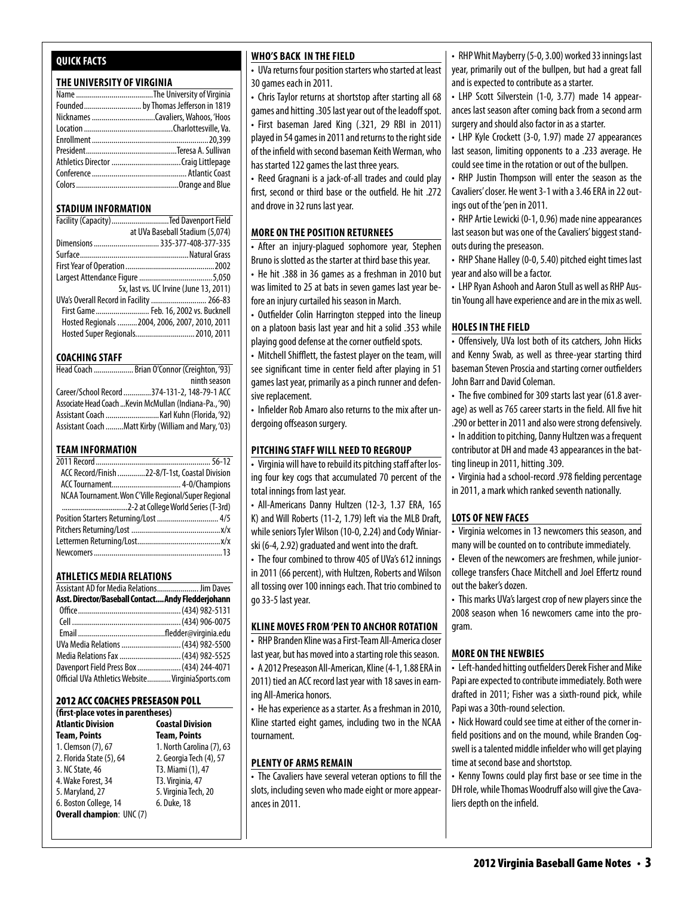## QUICK FACTS

### THE UNIVERSITY OF VIRGINIA

| | |
|---|---|
| Name | The University of Virginia |
| Founded | by Thomas Jefferson in 1819 |
| Nicknames | Cavaliers, Wahoos, 'Hoos |
| Location | Charlottesville, Va. |
| Enrollment | 20,399 |
| President | Teresa A. Sullivan |
| Athletics Director | Craig Littlepage |
| Conference | Atlantic Coast |
| Colors | Orange and Blue |

### STADIUM INFORMATION

| | |
|---|---|
| Facility (Capacity) | Ted Davenport Field at UVa Baseball Stadium (5,074) |
| Dimensions | 335-377-408-377-335 |
| Surface | Natural Grass |
| First Year of Operation | 2002 |
| Largest Attendance Figure | 5,050 5x, last vs. UC Irvine (June 13, 2011) |
| UVa's Overall Record in Facility | 266-83 |
| First Game | Feb. 16, 2002 vs. Bucknell |
| Hosted Regionals | 2004, 2006, 2007, 2010, 2011 |
| Hosted Super Regionals | 2010, 2011 |

### COACHING STAFF

| | |
|---|---|
| Head Coach | Brian O'Connor (Creighton, '93) ninth season |
| Career/School Record | 374-131-2, 148-79-1 ACC |
| Associate Head Coach | Kevin McMullan (Indiana-Pa., '90) |
| Assistant Coach | Karl Kuhn (Florida, '92) |
| Assistant Coach | Matt Kirby (William and Mary, '03) |

### TEAM INFORMATION

| | |
|---|---|
| 2011 Record | 56-12 |
| ACC Record/Finish | 22-8/T-1st, Coastal Division |
| ACC Tournament | 4-0/Champions |
| NCAA Tournament. Won C'Ville Regional/Super Regional | 2-2 at College World Series (T-3rd) |
| Position Starters Returning/Lost | 4/5 |
| Pitchers Returning/Lost | x/x |
| Lettermen Returning/Lost | x/x |
| Newcomers | 13 |

### ATHLETICS MEDIA RELATIONS

| | |
|---|---|
| Assistant AD for Media Relations | Jim Daves |
| **Asst. Director/Baseball Contact** | **Andy Fledderjohann** |
| Office | (434) 982-5131 |
| Cell | (434) 906-0075 |
| Email | fledder@virginia.edu |
| UVa Media Relations | (434) 982-5500 |
| Media Relations Fax | (434) 982-5525 |
| Davenport Field Press Box | (434) 244-4071 |
| Official UVa Athletics Website | VirginiaSports.com |

### 2012 ACC COACHES PRESEASON POLL

**(first-place votes in parentheses)**

| Atlantic Division Team, Points | Coastal Division Team, Points |
|---|---|
| 1. Clemson (7), 67 | 1. North Carolina (7), 63 |
| 2. Florida State (5), 64 | 2. Georgia Tech (4), 57 |
| 3. NC State, 46 | T3. Miami (1), 47 |
| 4. Wake Forest, 34 | T3. Virginia, 47 |
| 5. Maryland, 27 | 5. Virginia Tech, 20 |
| 6. Boston College, 14 | 6. Duke, 18 |

**Overall champion**: UNC (7)

### WHO'S BACK IN THE FIELD

- UVa returns four position starters who started at least 30 games each in 2011.
- Chris Taylor returns at shortstop after starting all 68 games and hitting .305 last year out of the leadoff spot.
- First baseman Jared King (.321, 29 RBI in 2011) played in 54 games in 2011 and returns to the right side of the infield with second baseman Keith Werman, who has started 122 games the last three years.
- Reed Gragnani is a jack-of-all trades and could play first, second or third base or the outfield. He hit .272 and drove in 32 runs last year.

### MORE ON THE POSITION RETURNEES

- After an injury-plagued sophomore year, Stephen Bruno is slotted as the starter at third base this year.
- He hit .388 in 36 games as a freshman in 2010 but was limited to 25 at bats in seven games last year before an injury curtailed his season in March.
- Outfielder Colin Harrington stepped into the lineup on a platoon basis last year and hit a solid .353 while playing good defense at the corner outfield spots.
- Mitchell Shifflett, the fastest player on the team, will see significant time in center field after playing in 51 games last year, primarily as a pinch runner and defensive replacement.
- Infielder Rob Amaro also returns to the mix after undergoing offseason surgery.

### PITCHING STAFF WILL NEED TO REGROUP

- Virginia will have to rebuild its pitching staff after losing four key cogs that accumulated 70 percent of the total innings from last year.
- All-Americans Danny Hultzen (12-3, 1.37 ERA, 165 K) and Will Roberts (11-2, 1.79) left via the MLB Draft, while seniors Tyler Wilson (10-0, 2.24) and Cody Winiarski (6-4, 2.92) graduated and went into the draft.
- The four combined to throw 405 of UVa's 612 innings in 2011 (66 percent), with Hultzen, Roberts and Wilson all tossing over 100 innings each. That trio combined to go 33-5 last year.

### KLINE MOVES FROM 'PEN TO ANCHOR ROTATION

- RHP Branden Kline was a First-Team All-America closer last year, but has moved into a starting role this season.
- A 2012 Preseason All-American, Kline (4-1, 1.88 ERA in 2011) tied an ACC record last year with 18 saves in earning All-America honors.
- He has experience as a starter. As a freshman in 2010, Kline started eight games, including two in the NCAA tournament.

### PLENTY OF ARMS REMAIN

- The Cavaliers have several veteran options to fill the slots, including seven who made eight or more appearances in 2011.
- RHP Whit Mayberry (5-0, 3.00) worked 33 innings last year, primarily out of the bullpen, but had a great fall and is expected to contribute as a starter.
- LHP Scott Silverstein (1-0, 3.77) made 14 appearances last season after coming back from a second arm surgery and should also factor in as a starter.
- LHP Kyle Crockett (3-0, 1.97) made 27 appearances last season, limiting opponents to a .233 average. He could see time in the rotation or out of the bullpen.
- RHP Justin Thompson will enter the season as the Cavaliers' closer. He went 3-1 with a 3.46 ERA in 22 outings out of the 'pen in 2011.
- RHP Artie Lewicki (0-1, 0.96) made nine appearances last season but was one of the Cavaliers' biggest standouts during the preseason.
- RHP Shane Halley (0-0, 5.40) pitched eight times last year and also will be a factor.
- LHP Ryan Ashooh and Aaron Stull as well as RHP Austin Young all have experience and are in the mix as well.

### HOLES IN THE FIELD

- Offensively, UVa lost both of its catchers, John Hicks and Kenny Swab, as well as three-year starting third baseman Steven Proscia and starting corner outfielders John Barr and David Coleman.
- The five combined for 309 starts last year (61.8 average) as well as 765 career starts in the field. All five hit .290 or better in 2011 and also were strong defensively.
- In addition to pitching, Danny Hultzen was a frequent contributor at DH and made 43 appearances in the batting lineup in 2011, hitting .309.
- Virginia had a school-record .978 fielding percentage in 2011, a mark which ranked seventh nationally.

### LOTS OF NEW FACES

- Virginia welcomes in 13 newcomers this season, and many will be counted on to contribute immediately.
- Eleven of the newcomers are freshmen, while junior-college transfers Chace Mitchell and Joel Effertz round out the baker's dozen.
- This marks UVa's largest crop of new players since the 2008 season when 16 newcomers came into the program.

### MORE ON THE NEWBIES

- Left-handed hitting outfielders Derek Fisher and Mike Papi are expected to contribute immediately. Both were drafted in 2011; Fisher was a sixth-round pick, while Papi was a 30th-round selection.
- Nick Howard could see time at either of the corner infield positions and on the mound, while Branden Cogswell is a talented middle infielder who will get playing time at second base and shortstop.
- Kenny Towns could play first base or see time in the DH role, while Thomas Woodruff also will give the Cavaliers depth on the infield.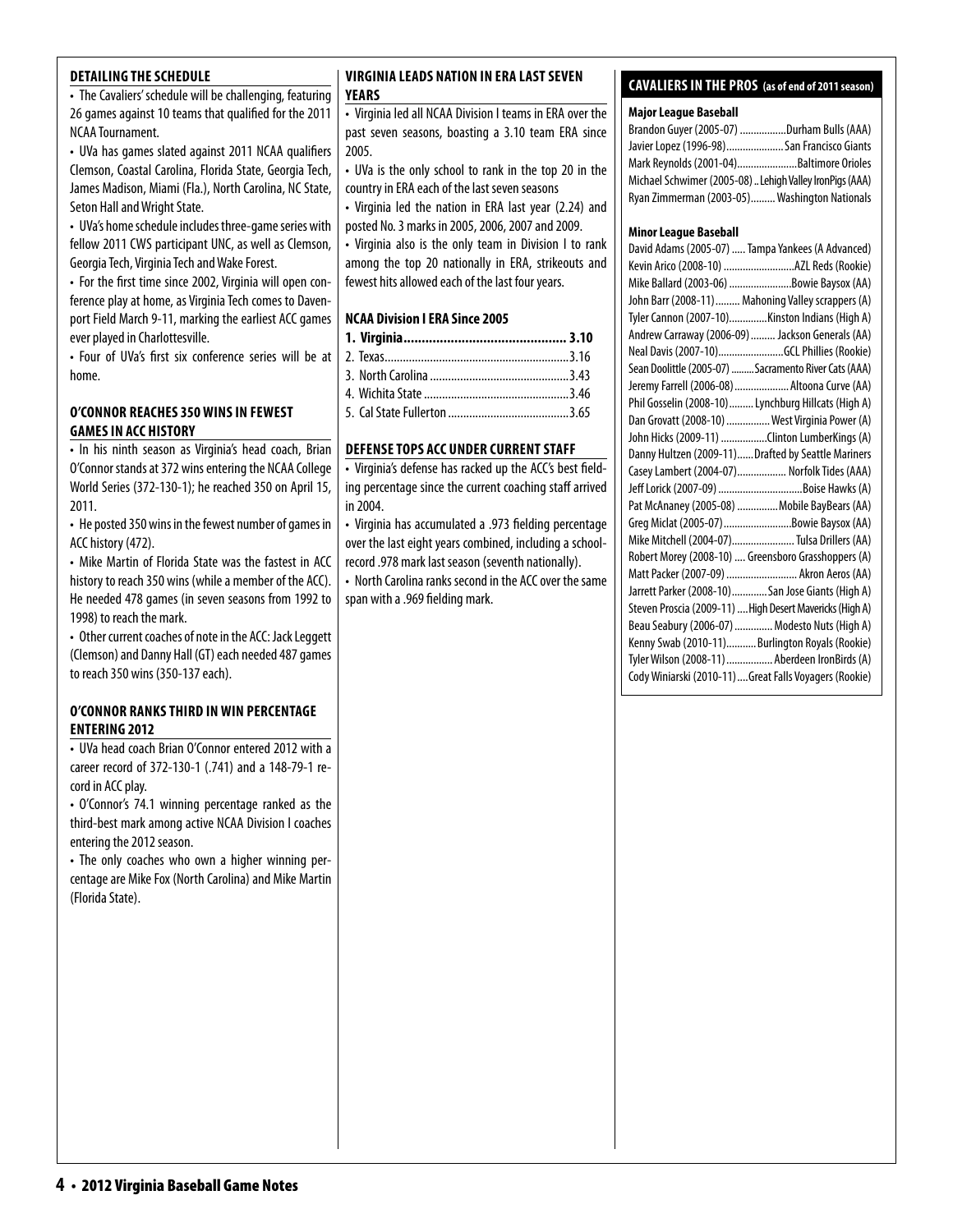## DETAILING THE SCHEDULE

• The Cavaliers' schedule will be challenging, featuring 26 games against 10 teams that qualified for the 2011 NCAA Tournament.

• UVa has games slated against 2011 NCAA qualifiers Clemson, Coastal Carolina, Florida State, Georgia Tech, James Madison, Miami (Fla.), North Carolina, NC State, Seton Hall and Wright State.

• UVa's home schedule includes three-game series with fellow 2011 CWS participant UNC, as well as Clemson, Georgia Tech, Virginia Tech and Wake Forest.

• For the first time since 2002, Virginia will open conference play at home, as Virginia Tech comes to Davenport Field March 9-11, marking the earliest ACC games ever played in Charlottesville.

• Four of UVa's first six conference series will be at home.

## O'CONNOR REACHES 350 WINS IN FEWEST GAMES IN ACC HISTORY

• In his ninth season as Virginia's head coach, Brian O'Connor stands at 372 wins entering the NCAA College World Series (372-130-1); he reached 350 on April 15, 2011.

• He posted 350 wins in the fewest number of games in ACC history (472).

• Mike Martin of Florida State was the fastest in ACC history to reach 350 wins (while a member of the ACC). He needed 478 games (in seven seasons from 1992 to 1998) to reach the mark.

• Other current coaches of note in the ACC: Jack Leggett (Clemson) and Danny Hall (GT) each needed 487 games to reach 350 wins (350-137 each).

## O'CONNOR RANKS THIRD IN WIN PERCENTAGE ENTERING 2012

• UVa head coach Brian O'Connor entered 2012 with a career record of 372-130-1 (.741) and a 148-79-1 record in ACC play.

• O'Connor's 74.1 winning percentage ranked as the third-best mark among active NCAA Division I coaches entering the 2012 season.

• The only coaches who own a higher winning percentage are Mike Fox (North Carolina) and Mike Martin (Florida State).

## VIRGINIA LEADS NATION IN ERA LAST SEVEN YEARS

• Virginia led all NCAA Division I teams in ERA over the past seven seasons, boasting a 3.10 team ERA since 2005.

• UVa is the only school to rank in the top 20 in the country in ERA each of the last seven seasons

• Virginia led the nation in ERA last year (2.24) and posted No. 3 marks in 2005, 2006, 2007 and 2009.

• Virginia also is the only team in Division I to rank among the top 20 nationally in ERA, strikeouts and fewest hits allowed each of the last four years.

### NCAA Division I ERA Since 2005

| Team | ERA |
|---|---|
| **1. Virginia** | **3.10** |
| 2. Texas | 3.16 |
| 3. North Carolina | 3.43 |
| 4. Wichita State | 3.46 |
| 5. Cal State Fullerton | 3.65 |

## DEFENSE TOPS ACC UNDER CURRENT STAFF

• Virginia's defense has racked up the ACC's best fielding percentage since the current coaching staff arrived in 2004.

• Virginia has accumulated a .973 fielding percentage over the last eight years combined, including a school-record .978 mark last season (seventh nationally).

• North Carolina ranks second in the ACC over the same span with a .969 fielding mark.

## CAVALIERS IN THE PROS (as of end of 2011 season)

### Major League Baseball

| Player | Team |
|---|---|
| Brandon Guyer (2005-07) | Durham Bulls (AAA) |
| Javier Lopez (1996-98) | San Francisco Giants |
| Mark Reynolds (2001-04) | Baltimore Orioles |
| Michael Schwimer (2005-08) | Lehigh Valley IronPigs (AAA) |
| Ryan Zimmerman (2003-05) | Washington Nationals |

### Minor League Baseball

| Player | Team |
|---|---|
| David Adams (2005-07) | Tampa Yankees (A Advanced) |
| Kevin Arico (2008-10) | AZL Reds (Rookie) |
| Mike Ballard (2003-06) | Bowie Baysox (AA) |
| John Barr (2008-11) | Mahoning Valley scrappers (A) |
| Tyler Cannon (2007-10) | Kinston Indians (High A) |
| Andrew Carraway (2006-09) | Jackson Generals (AA) |
| Neal Davis (2007-10) | GCL Phillies (Rookie) |
| Sean Doolittle (2005-07) | Sacramento River Cats (AAA) |
| Jeremy Farrell (2006-08) | Altoona Curve (AA) |
| Phil Gosselin (2008-10) | Lynchburg Hillcats (High A) |
| Dan Grovatt (2008-10) | West Virginia Power (A) |
| John Hicks (2009-11) | Clinton LumberKings (A) |
| Danny Hultzen (2009-11) | Drafted by Seattle Mariners |
| Casey Lambert (2004-07) | Norfolk Tides (AAA) |
| Jeff Lorick (2007-09) | Boise Hawks (A) |
| Pat McAnaney (2005-08) | Mobile BayBears (AA) |
| Greg Miclat (2005-07) | Bowie Baysox (AA) |
| Mike Mitchell (2004-07) | Tulsa Drillers (AA) |
| Robert Morey (2008-10) | Greensboro Grasshoppers (A) |
| Matt Packer (2007-09) | Akron Aeros (AA) |
| Jarrett Parker (2008-10) | San Jose Giants (High A) |
| Steven Proscia (2009-11) | High Desert Mavericks (High A) |
| Beau Seabury (2006-07) | Modesto Nuts (High A) |
| Kenny Swab (2010-11) | Burlington Royals (Rookie) |
| Tyler Wilson (2008-11) | Aberdeen IronBirds (A) |
| Cody Winiarski (2010-11) | Great Falls Voyagers (Rookie) |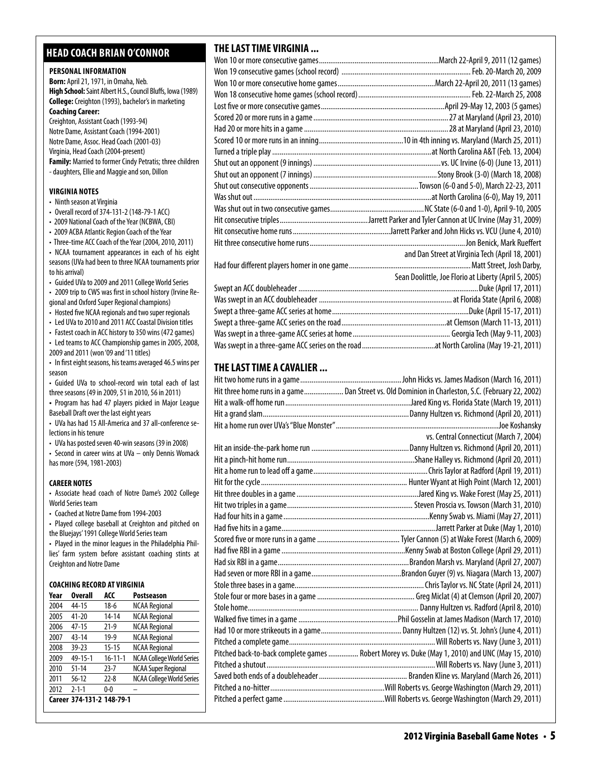## HEAD COACH BRIAN O'CONNOR

### PERSONAL INFORMATION

**Born:** April 21, 1971, in Omaha, Neb.
**High School:** Saint Albert H.S., Council Bluffs, Iowa (1989)
**College:** Creighton (1993), bachelor's in marketing
**Coaching Career:**
Creighton, Assistant Coach (1993-94)
Notre Dame, Assistant Coach (1994-2001)
Notre Dame, Assoc. Head Coach (2001-03)
Virginia, Head Coach (2004-present)
**Family:** Married to former Cindy Petratis; three children - daughters, Ellie and Maggie and son, Dillon

### VIRGINIA NOTES

- Ninth season at Virginia
- Overall record of 374-131-2 (148-79-1 ACC)
- 2009 National Coach of the Year (NCBWA, CBI)
- 2009 ACBA Atlantic Region Coach of the Year
- Three-time ACC Coach of the Year (2004, 2010, 2011)
- NCAA tournament appearances in each of his eight seasons (UVa had been to three NCAA tournaments prior to his arrival)
- Guided UVa to 2009 and 2011 College World Series
- 2009 trip to CWS was first in school history (Irvine Regional and Oxford Super Regional champions)
- Hosted five NCAA regionals and two super regionals
- Led UVa to 2010 and 2011 ACC Coastal Division titles
- Fastest coach in ACC history to 350 wins (472 games)
- Led teams to ACC Championship games in 2005, 2008, 2009 and 2011 (won '09 and '11 titles)
- In first eight seasons, his teams averaged 46.5 wins per season
- Guided UVa to school-record win total each of last three seasons (49 in 2009, 51 in 2010, 56 in 2011)
- Program has had 47 players picked in Major League Baseball Draft over the last eight years
- UVa has had 15 All-America and 37 all-conference selections in his tenure
- UVa has posted seven 40-win seasons (39 in 2008)
- Second in career wins at UVa – only Dennis Womack has more (594, 1981-2003)

### CAREER NOTES

- Associate head coach of Notre Dame's 2002 College World Series team
- Coached at Notre Dame from 1994-2003
- Played college baseball at Creighton and pitched on the Bluejays' 1991 College World Series team
- Played in the minor leagues in the Philadelphia Phillies' farm system before assistant coaching stints at Creighton and Notre Dame

### COACHING RECORD AT VIRGINIA

| Year | Overall | ACC | Postseason |
|---|---|---|---|
| 2004 | 44-15 | 18-6 | NCAA Regional |
| 2005 | 41-20 | 14-14 | NCAA Regional |
| 2006 | 47-15 | 21-9 | NCAA Regional |
| 2007 | 43-14 | 19-9 | NCAA Regional |
| 2008 | 39-23 | 15-15 | NCAA Regional |
| 2009 | 49-15-1 | 16-11-1 | NCAA College World Series |
| 2010 | 51-14 | 23-7 | NCAA Super Regional |
| 2011 | 56-12 | 22-8 | NCAA College World Series |
| 2012 | 2-1-1 | 0-0 | – |
| **Career** | **374-131-2** | **148-79-1** | |

## THE LAST TIME VIRGINIA ...

Won 10 or more consecutive games...March 22-April 9, 2011 (12 games)
Won 19 consecutive games (school record)...Feb. 20-March 20, 2009
Won 10 or more consecutive home games...March 22-April 20, 2011 (13 games)
Won 18 consecutive home games (school record)...Feb. 22-March 25, 2008
Lost five or more consecutive games...April 29-May 12, 2003 (5 games)
Scored 20 or more runs in a game...27 at Maryland (April 23, 2010)
Had 20 or more hits in a game...28 at Maryland (April 23, 2010)
Scored 10 or more runs in an inning...10 in 4th inning vs. Maryland (March 25, 2011)
Turned a triple play...at North Carolina A&T (Feb. 13, 2004)
Shut out an opponent (9 innings)...vs. UC Irvine (6-0) (June 13, 2011)
Shut out an opponent (7 innings)...Stony Brook (3-0) (March 18, 2008)
Shut out consecutive opponents...Towson (6-0 and 5-0), March 22-23, 2011
Was shut out...at North Carolina (6-0), May 19, 2011
Was shut out in two consecutive games...NC State (6-0 and 1-0), April 9-10, 2005
Hit consecutive triples...Jarrett Parker and Tyler Cannon at UC Irvine (May 31, 2009)
Hit consecutive home runs...Jarrett Parker and John Hicks vs. VCU (June 4, 2010)
Hit three consecutive home runs...Jon Benick, Mark Rueffert and Dan Street at Virginia Tech (April 18, 2001)
Had four different players homer in one game...Matt Street, Josh Darby, Sean Doolittle, Joe Florio at Liberty (April 5, 2005)
Swept an ACC doubleheader...Duke (April 17, 2011)
Was swept in an ACC doubleheader...at Florida State (April 6, 2008)
Swept a three-game ACC series at home...Duke (April 15-17, 2011)
Swept a three-game ACC series on the road...at Clemson (March 11-13, 2011)
Was swept in a three-game ACC series at home...Georgia Tech (May 9-11, 2003)
Was swept in a three-game ACC series on the road...at North Carolina (May 19-21, 2011)

## THE LAST TIME A CAVALIER ...

Hit two home runs in a game...John Hicks vs. James Madison (March 16, 2011)
Hit three home runs in a game...Dan Street vs. Old Dominion in Charleston, S.C. (February 22, 2002)
Hit a walk-off home run...Jared King vs. Florida State (March 19, 2011)
Hit a grand slam...Danny Hultzen vs. Richmond (April 20, 2011)
Hit a home run over UVa's "Blue Monster"...Joe Koshansky vs. Central Connecticut (March 7, 2004)
Hit an inside-the-park home run...Danny Hultzen vs. Richmond (April 20, 2011)
Hit a pinch-hit home run...Shane Halley vs. Richmond (April 20, 2011)
Hit a home run to lead off a game...Chris Taylor at Radford (April 19, 2011)
Hit for the cycle...Hunter Wyant at High Point (March 12, 2001)
Hit three doubles in a game...Jared King vs. Wake Forest (May 25, 2011)
Hit two triples in a game...Steven Proscia vs. Towson (March 31, 2010)
Had four hits in a game...Kenny Swab vs. Miami (May 27, 2011)
Had five hits in a game...Jarrett Parker at Duke (May 1, 2010)
Scored five or more runs in a game...Tyler Cannon (5) at Wake Forest (March 6, 2009)
Had five RBI in a game...Kenny Swab at Boston College (April 29, 2011)
Had six RBI in a game...Brandon Marsh vs. Maryland (April 27, 2007)
Had seven or more RBI in a game...Brandon Guyer (9) vs. Niagara (March 13, 2007)
Stole three bases in a game...Chris Taylor vs. NC State (April 24, 2011)
Stole four or more bases in a game...Greg Miclat (4) at Clemson (April 20, 2007)
Stole home...Danny Hultzen vs. Radford (April 8, 2010)
Walked five times in a game...Phil Gosselin at James Madison (March 17, 2010)
Had 10 or more strikeouts in a game...Danny Hultzen (12) vs. St. John's (June 4, 2011)
Pitched a complete game...Will Roberts vs. Navy (June 3, 2011)
Pitched back-to-back complete games...Robert Morey vs. Duke (May 1, 2010) and UNC (May 15, 2010)
Pitched a shutout...Will Roberts vs. Navy (June 3, 2011)
Saved both ends of a doubleheader...Branden Kline vs. Maryland (March 26, 2011)
Pitched a no-hitter...Will Roberts vs. George Washington (March 29, 2011)
Pitched a perfect game...Will Roberts vs. George Washington (March 29, 2011)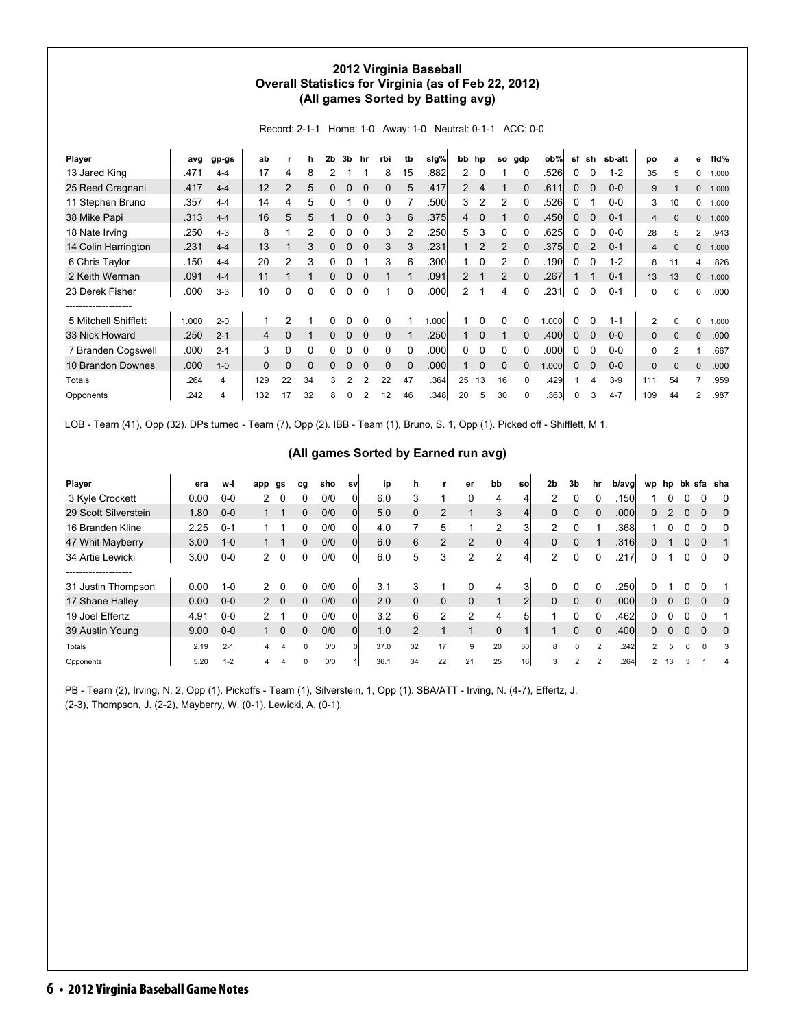# 2012 Virginia Baseball
## Overall Statistics for Virginia (as of Feb 22, 2012)
### (All games Sorted by Batting avg)

Record: 2-1-1 Home: 1-0 Away: 1-0 Neutral: 0-1-1 ACC: 0-0

| Player | avg | gp-gs | ab | r | h | 2b | 3b | hr | rbi | tb | slg% | bb | hp | so | gdp | ob% | sf | sh | sb-att | po | a | e | fld% |
|---|---|---|---|---|---|---|---|---|---|---|---|---|---|---|---|---|---|---|---|---|---|---|---|
| 13 Jared King | .471 | 4-4 | 17 | 4 | 8 | 2 | 1 | 1 | 8 | 15 | .882 | 2 | 0 | 1 | 0 | .526 | 0 | 0 | 1-2 | 35 | 5 | 0 | 1.000 |
| 25 Reed Gragnani | .417 | 4-4 | 12 | 2 | 5 | 0 | 0 | 0 | 0 | 5 | .417 | 2 | 4 | 1 | 0 | .611 | 0 | 0 | 0-0 | 9 | 1 | 0 | 1.000 |
| 11 Stephen Bruno | .357 | 4-4 | 14 | 4 | 5 | 0 | 1 | 0 | 0 | 7 | .500 | 3 | 2 | 2 | 0 | .526 | 0 | 1 | 0-0 | 3 | 10 | 0 | 1.000 |
| 38 Mike Papi | .313 | 4-4 | 16 | 5 | 5 | 1 | 0 | 0 | 3 | 6 | .375 | 4 | 0 | 1 | 0 | .450 | 0 | 0 | 0-1 | 4 | 0 | 0 | 1.000 |
| 18 Nate Irving | .250 | 4-3 | 8 | 1 | 2 | 0 | 0 | 0 | 3 | 2 | .250 | 5 | 3 | 0 | 0 | .625 | 0 | 0 | 0-0 | 28 | 5 | 2 | .943 |
| 14 Colin Harrington | .231 | 4-4 | 13 | 1 | 3 | 0 | 0 | 0 | 3 | 3 | .231 | 1 | 2 | 2 | 0 | .375 | 0 | 2 | 0-1 | 4 | 0 | 0 | 1.000 |
| 6 Chris Taylor | .150 | 4-4 | 20 | 2 | 3 | 0 | 0 | 1 | 3 | 6 | .300 | 1 | 0 | 2 | 0 | .190 | 0 | 0 | 1-2 | 8 | 11 | 4 | .826 |
| 2 Keith Werman | .091 | 4-4 | 11 | 1 | 1 | 0 | 0 | 0 | 1 | 1 | .091 | 2 | 1 | 2 | 0 | .267 | 1 | 1 | 0-1 | 13 | 13 | 0 | 1.000 |
| 23 Derek Fisher | .000 | 3-3 | 10 | 0 | 0 | 0 | 0 | 0 | 1 | 0 | .000 | 2 | 1 | 4 | 0 | .231 | 0 | 0 | 0-1 | 0 | 0 | 0 | .000 |
| -------------------- | | | | | | | | | | | | | | | | | | | | | | | |
| 5 Mitchell Shifflett | 1.000 | 2-0 | 1 | 2 | 1 | 0 | 0 | 0 | 0 | 1 | 1.000 | 1 | 0 | 0 | 0 | 1.000 | 0 | 0 | 1-1 | 2 | 0 | 0 | 1.000 |
| 33 Nick Howard | .250 | 2-1 | 4 | 0 | 1 | 0 | 0 | 0 | 0 | 1 | .250 | 1 | 0 | 1 | 0 | .400 | 0 | 0 | 0-0 | 0 | 0 | 0 | .000 |
| 7 Branden Cogswell | .000 | 2-1 | 3 | 0 | 0 | 0 | 0 | 0 | 0 | 0 | .000 | 0 | 0 | 0 | 0 | .000 | 0 | 0 | 0-0 | 0 | 2 | 1 | .667 |
| 10 Brandon Downes | .000 | 1-0 | 0 | 0 | 0 | 0 | 0 | 0 | 0 | 0 | .000 | 1 | 0 | 0 | 0 | 1.000 | 0 | 0 | 0-0 | 0 | 0 | 0 | .000 |
| Totals | .264 | 4 | 129 | 22 | 34 | 3 | 2 | 2 | 22 | 47 | .364 | 25 | 13 | 16 | 0 | .429 | 1 | 4 | 3-9 | 111 | 54 | 7 | .959 |
| Opponents | .242 | 4 | 132 | 17 | 32 | 8 | 0 | 2 | 12 | 46 | .348 | 20 | 5 | 30 | 0 | .363 | 0 | 3 | 4-7 | 109 | 44 | 2 | .987 |

LOB - Team (41), Opp (32). DPs turned - Team (7), Opp (2). IBB - Team (1), Bruno, S. 1, Opp (1). Picked off - Shifflett, M 1.

### (All games Sorted by Earned run avg)

| Player | era | w-l | app | gs | cg | sho | sv | ip | h | r | er | bb | so | 2b | 3b | hr | b/avg | wp | hp | bk | sfa | sha |
|---|---|---|---|---|---|---|---|---|---|---|---|---|---|---|---|---|---|---|---|---|---|---|
| 3 Kyle Crockett | 0.00 | 0-0 | 2 | 0 | 0 | 0/0 | 0 | 6.0 | 3 | 1 | 0 | 4 | 4 | 2 | 0 | 0 | .150 | 1 | 0 | 0 | 0 | 0 |
| 29 Scott Silverstein | 1.80 | 0-0 | 1 | 1 | 0 | 0/0 | 0 | 5.0 | 0 | 2 | 1 | 3 | 4 | 0 | 0 | 0 | .000 | 0 | 2 | 0 | 0 | 0 |
| 16 Branden Kline | 2.25 | 0-1 | 1 | 1 | 0 | 0/0 | 0 | 4.0 | 7 | 5 | 1 | 2 | 3 | 2 | 0 | 1 | .368 | 1 | 0 | 0 | 0 | 0 |
| 47 Whit Mayberry | 3.00 | 1-0 | 1 | 1 | 0 | 0/0 | 0 | 6.0 | 6 | 2 | 2 | 0 | 4 | 0 | 0 | 1 | .316 | 0 | 1 | 0 | 0 | 1 |
| 34 Artie Lewicki | 3.00 | 0-0 | 2 | 0 | 0 | 0/0 | 0 | 6.0 | 5 | 3 | 2 | 2 | 4 | 2 | 0 | 0 | .217 | 0 | 1 | 0 | 0 | 0 |
| -------------------- | | | | | | | | | | | | | | | | | | | | | | |
| 31 Justin Thompson | 0.00 | 1-0 | 2 | 0 | 0 | 0/0 | 0 | 3.1 | 3 | 1 | 0 | 4 | 3 | 0 | 0 | 0 | .250 | 0 | 1 | 0 | 0 | 1 |
| 17 Shane Halley | 0.00 | 0-0 | 2 | 0 | 0 | 0/0 | 0 | 2.0 | 0 | 0 | 0 | 1 | 2 | 0 | 0 | 0 | .000 | 0 | 0 | 0 | 0 | 0 |
| 19 Joel Effertz | 4.91 | 0-0 | 2 | 1 | 0 | 0/0 | 0 | 3.2 | 6 | 2 | 2 | 4 | 5 | 1 | 0 | 0 | .462 | 0 | 0 | 0 | 0 | 1 |
| 39 Austin Young | 9.00 | 0-0 | 1 | 0 | 0 | 0/0 | 0 | 1.0 | 2 | 1 | 1 | 0 | 1 | 1 | 0 | 0 | .400 | 0 | 0 | 0 | 0 | 0 |
| Totals | 2.19 | 2-1 | 4 | 4 | 0 | 0/0 | 0 | 37.0 | 32 | 17 | 9 | 20 | 30 | 8 | 0 | 2 | .242 | 2 | 5 | 0 | 0 | 3 |
| Opponents | 5.20 | 1-2 | 4 | 4 | 0 | 0/0 | 1 | 36.1 | 34 | 22 | 21 | 25 | 16 | 3 | 2 | 2 | .264 | 2 | 13 | 3 | 1 | 4 |

PB - Team (2), Irving, N. 2, Opp (1). Pickoffs - Team (1), Silverstein, 1, Opp (1). SBA/ATT - Irving, N. (4-7), Effertz, J. (2-3), Thompson, J. (2-2), Mayberry, W. (0-1), Lewicki, A. (0-1).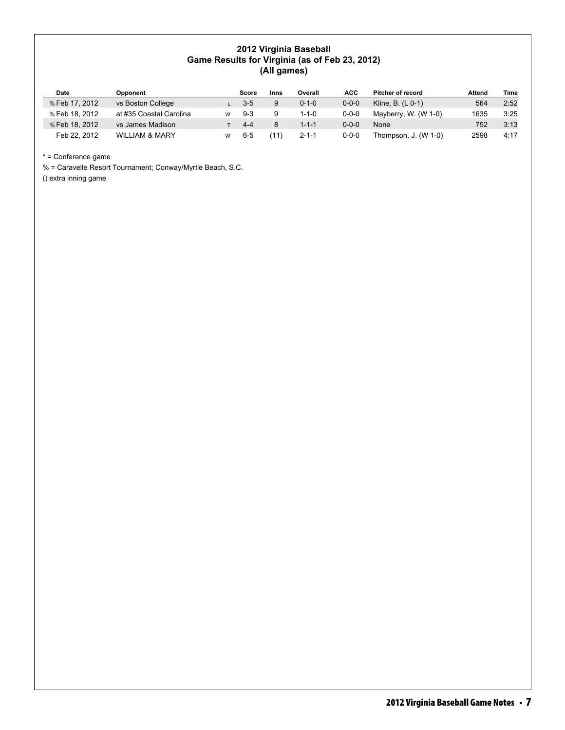## 2012 Virginia Baseball
## Game Results for Virginia (as of Feb 23, 2012)
## (All games)

| Date | Opponent | | Score | Inns | Overall | ACC | Pitcher of record | Attend | Time |
|---|---|---|---|---|---|---|---|---|---|
| % Feb 17, 2012 | vs Boston College | L | 3-5 | 9 | 0-1-0 | 0-0-0 | Kline, B. (L 0-1) | 564 | 2:52 |
| % Feb 18, 2012 | at #35 Coastal Carolina | W | 9-3 | 9 | 1-1-0 | 0-0-0 | Mayberry, W. (W 1-0) | 1635 | 3:25 |
| % Feb 18, 2012 | vs James Madison | T | 4-4 | 8 | 1-1-1 | 0-0-0 | None | 752 | 3:13 |
| Feb 22, 2012 | WILLIAM & MARY | W | 6-5 | (11) | 2-1-1 | 0-0-0 | Thompson, J. (W 1-0) | 2598 | 4:17 |

* = Conference game

% = Caravelle Resort Tournament; Conway/Myrtle Beach, S.C.

() extra inning game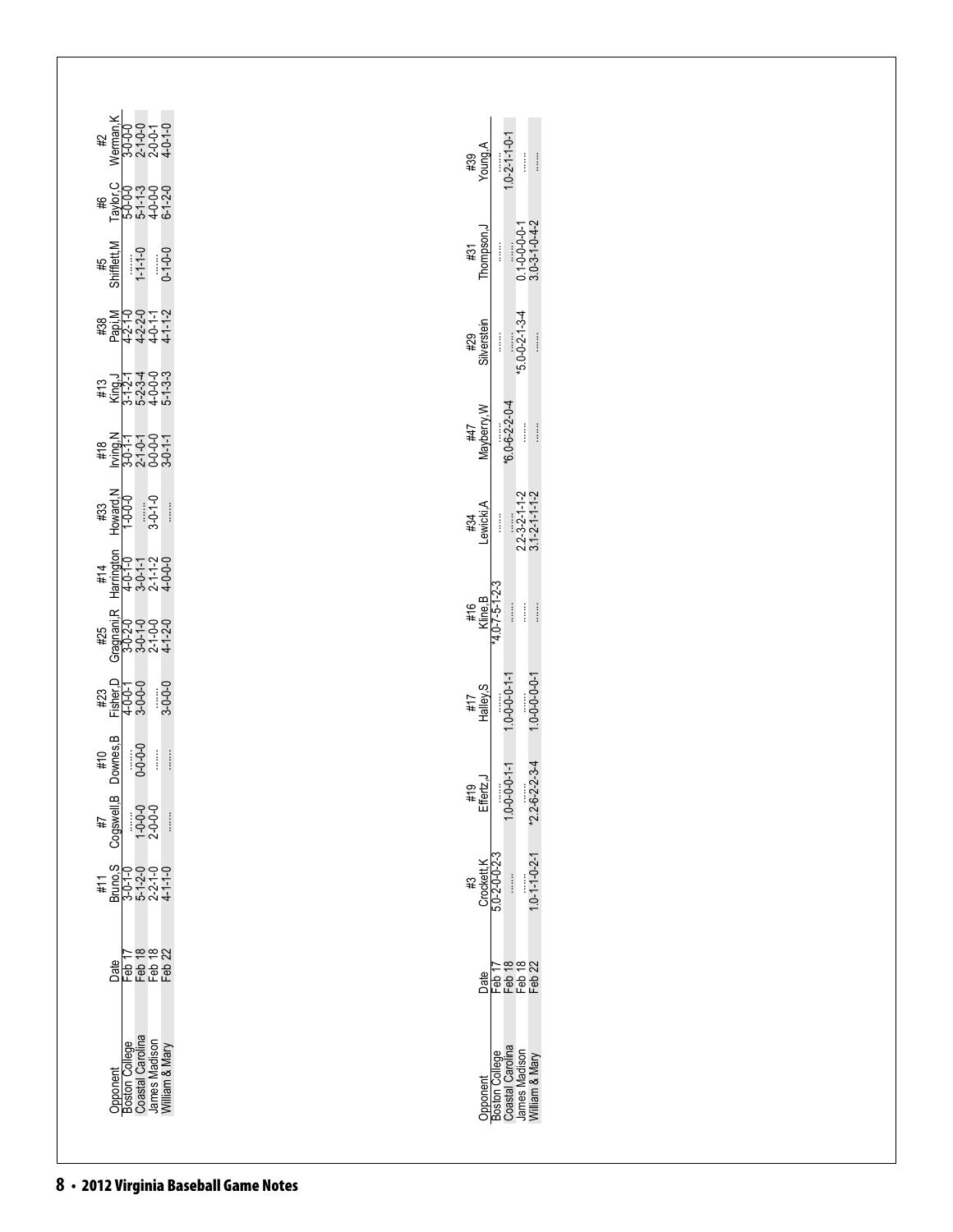| Opponent | Date | #11 Bruno,S | #7 Cogswell,B | #10 Downes,B | #23 Fisher,D | #25 Gragnani,R | #14 Harrington | #33 Howard,N | #18 Irving,N | #13 King,J | #38 Papi,M | #5 Shifflett,M | #6 Taylor,C | #2 Werman,K |
|---|---|---|---|---|---|---|---|---|---|---|---|---|---|---|
| Boston College | Feb 17 | 3-0-1-0 | ...... | ...... | 4-0-0-1 | 3-0-2-0 | 4-0-1-0 | 1-0-0-0 | 3-0-1-1 | 3-1-2-1 | 4-2-1-0 | ...... | 5-0-0-0 | 3-0-0-0 |
| Coastal Carolina | Feb 18 | 5-1-2-0 | 1-0-0-0 | 0-0-0-0 | 3-0-0-0 | 3-0-1-0 | 3-0-1-1 | ...... | 2-1-0-1 | 5-2-3-4 | 4-2-2-0 | 1-1-1-0 | 5-1-1-3 | 2-1-0-0 |
| James Madison | Feb 18 | 2-2-1-0 | 2-0-0-0 | ...... | ...... | 2-1-0-0 | 2-1-1-2 | 3-0-1-0 | 0-0-0-0 | 4-0-0-0 | 4-0-1-1 | ...... | 4-0-0-0 | 2-0-0-1 |
| William & Mary | Feb 22 | 4-1-1-0 | ...... | ...... | 3-0-0-0 | 4-1-2-0 | 4-0-0-0 | ...... | 3-0-1-1 | 5-1-3-3 | 4-1-1-2 | 0-1-0-0 | 6-1-2-0 | 4-0-1-0 |

| Opponent | Date | #3 Crockett,K | #19 Effertz,J | #17 Halley,S | #16 Kline,B | #34 Lewicki,A | #47 Mayberry,W | #29 Silverstein | #31 Thompson,J | #39 Young,A |
|---|---|---|---|---|---|---|---|---|---|---|
| Boston College | Feb 17 | 5.0-2-0-0-2-3 | ...... | ...... | *4.0-7-5-1-2-3 | ...... | ...... | ...... | ...... | ...... |
| Coastal Carolina | Feb 18 | ...... | 1.0-0-0-0-1-1 | 1.0-0-0-0-1-1 | ...... | ...... | *6.0-6-2-2-0-4 | ...... | ...... | 1.0-2-1-1-0-1 |
| James Madison | Feb 18 | ...... | ...... | ...... | ...... | 2.2-3-2-1-1-2 | ...... | *5.0-0-2-1-3-4 | 0.1-0-0-0-0-1 | ...... |
| William & Mary | Feb 22 | 1.0-1-1-0-2-1 | *2.2-6-2-2-3-4 | 1.0-0-0-0-0-1 | ...... | 3.1-2-1-1-1-2 | ...... | ...... | 3.0-3-1-0-4-2 | ...... |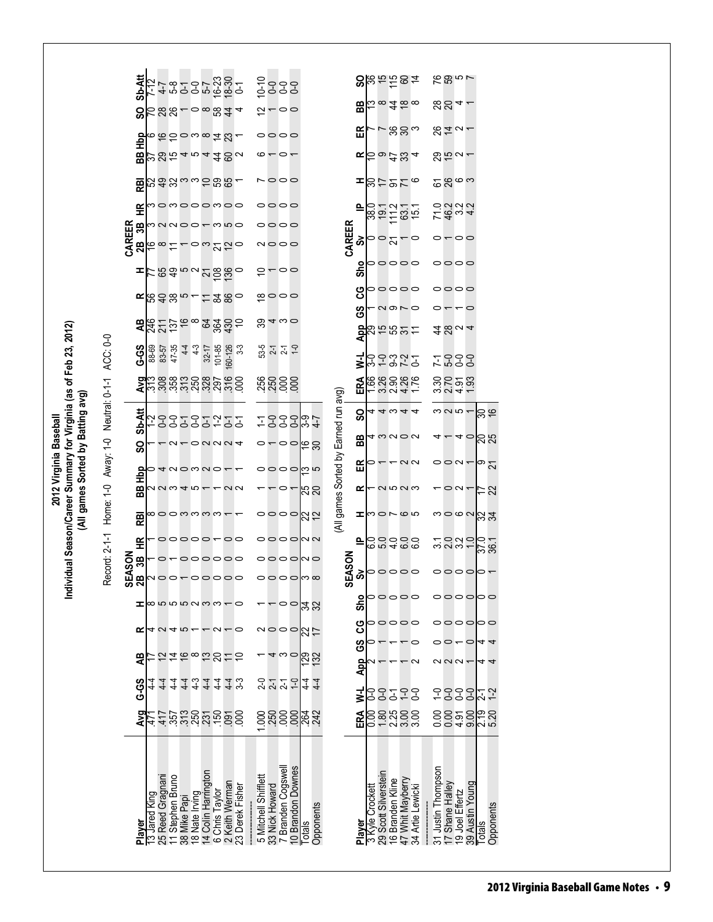# 2012 Virginia Baseball
## Individual Season/Career Summary for Virginia (as of Feb 23, 2012)
### (All games Sorted by Batting avg)

Record: 2-1-1 Home: 1-0 Away: 1-0 Neutral: 0-1-1 ACC: 0-0

| | SEASON | | | | | | | | | | | | | CAREER | | | | | | | | | | | | |
|---|---|---|---|---|---|---|---|---|---|---|---|---|---|---|---|---|---|---|---|---|---|---|---|---|---|---|
| Player | Avg | G-GS | AB | R | H | 2B | 3B | HR | RBI | BB | Hbp | SO | Sb-Att | Avg | G-GS | AB | R | H | 2B | 3B | HR | RBI | BB | Hbp | SO | Sb-Att |
| 13 Jared King | .471 | 4-4 | 17 | 4 | 8 | 2 | 1 | 1 | 8 | 2 | 0 | 1 | 1-2 | .313 | 88-69 | 246 | 56 | 77 | 16 | 3 | 3 | 52 | 37 | 6 | 70 | 7-12 |
| 25 Reed Gragnani | .417 | 4-4 | 12 | 2 | 5 | 0 | 0 | 0 | 0 | 2 | 4 | 1 | 0-0 | .308 | 83-57 | 211 | 40 | 65 | 8 | 2 | 0 | 49 | 29 | 16 | 28 | 4-7 |
| 11 Stephen Bruno | .357 | 4-4 | 14 | 4 | 5 | 0 | 1 | 0 | 0 | 3 | 2 | 2 | 0-0 | .358 | 47-35 | 137 | 38 | 49 | 11 | 2 | 3 | 32 | 15 | 10 | 26 | 5-8 |
| 38 Mike Papi | .313 | 4-4 | 16 | 5 | 5 | 1 | 0 | 0 | 3 | 4 | 0 | 1 | 0-1 | .313 | 4-4 | 16 | 5 | 5 | 1 | 0 | 0 | 3 | 4 | 0 | 1 | 0-1 |
| 18 Nate Irving | .250 | 4-3 | 8 | 1 | 2 | 0 | 0 | 0 | 3 | 5 | 3 | 0 | 0-0 | .250 | 4-3 | 8 | 1 | 2 | 0 | 0 | 0 | 3 | 5 | 3 | 0 | 0-0 |
| 14 Colin Harrington | .231 | 4-4 | 13 | 0 | 3 | 0 | 0 | 0 | 3 | 1 | 2 | 2 | 0-1 | .328 | 32-17 | 64 | 11 | 21 | 3 | 1 | 0 | 10 | 4 | 8 | 8 | 5-7 |
| 6 Chris Taylor | .150 | 4-4 | 20 | 2 | 3 | 0 | 0 | 1 | 3 | 1 | 0 | 2 | 1-2 | .297 | 101-85 | 364 | 84 | 108 | 21 | 3 | 3 | 59 | 44 | 14 | 58 | 16-23 |
| 2 Keith Werman | .091 | 4-4 | 11 | 1 | 1 | 0 | 0 | 0 | 1 | 2 | 1 | 2 | 0-1 | .316 | 160-126 | 430 | 86 | 136 | 12 | 5 | 0 | 65 | 60 | 23 | 44 | 18-30 |
| 23 Derek Fisher | .000 | 3-3 | 10 | 0 | 0 | 0 | 0 | 0 | 1 | 2 | 1 | 4 | 0-1 | .000 | 3-3 | 10 | 0 | 0 | 0 | 0 | 0 | 1 | 2 | 1 | 4 | 0-1 |
| 5 Mitchell Shifflett | 1.000 | 2-0 | 1 | 2 | 1 | 0 | 0 | 0 | 0 | 1 | 0 | 0 | 1-1 | .256 | 53-5 | 39 | 18 | 10 | 2 | 0 | 0 | 7 | 6 | 0 | 12 | 10-10 |
| 33 Nick Howard | .250 | 2-1 | 4 | 0 | 1 | 0 | 0 | 0 | 0 | 0 | 0 | 1 | 0-0 | .250 | 2-1 | 4 | 0 | 1 | 0 | 0 | 0 | 0 | 0 | 0 | 1 | 0-0 |
| 7 Branden Cogswell | .000 | 2-1 | 3 | 0 | 0 | 0 | 0 | 0 | 0 | 1 | 0 | 0 | 0-0 | .000 | 2-1 | 3 | 0 | 0 | 0 | 0 | 0 | 0 | 1 | 0 | 0 | 0-0 |
| 10 Brandon Downes | .000 | 1-0 | 0 | 0 | 0 | 0 | 0 | 0 | 0 | 0 | 1 | 0 | 0-0 | .000 | 1-0 | 0 | 0 | 0 | 0 | 0 | 0 | 0 | 0 | 1 | 0 | 0-0 |
| Totals | .264 | 4-4 | 129 | 22 | 34 | 3 | 2 | 2 | 22 | 25 | 13 | 16 | 3-9 | | | | | | | | | | | | | |
| Opponents | .242 | 4-4 | 132 | 17 | 32 | 8 | 0 | 2 | 12 | 20 | 5 | 30 | 4-7 | | | | | | | | | | | | | |

(All games Sorted by Earned run avg)

| | SEASON | | | | | | | | | | | | | CAREER | | | | | | | | | | | |
|---|---|---|---|---|---|---|---|---|---|---|---|---|---|---|---|---|---|---|---|---|---|---|---|---|---|
| Player | ERA | W-L | App | GS | CG | Sho | Sv | IP | H | R | ER | BB | SO | ERA | W-L | App | GS | CG | Sho | Sv | IP | H | R | ER | BB | SO |
| 3 Kyle Crockett | 0.00 | 0-0 | 2 | 0 | 0 | 0 | 0 | 6.0 | 3 | 1 | 0 | 4 | 4 | 1.66 | 3-0 | 29 | 0 | 0 | 0 | 0 | 38.0 | 30 | 10 | 7 | 13 | 36 |
| 29 Scott Silverstein | 1.80 | 0-0 | 1 | 1 | 0 | 0 | 0 | 5.0 | 0 | 2 | 1 | 3 | 4 | 3.26 | 1-0 | 15 | 2 | 0 | 0 | 0 | 19.1 | 17 | 9 | 7 | 8 | 15 |
| 16 Branden Kline | 2.25 | 0-1 | 1 | 1 | 0 | 0 | 0 | 4.0 | 7 | 5 | 1 | 2 | 3 | 2.90 | 9-3 | 55 | 9 | 0 | 0 | 21 | 111.2 | 91 | 47 | 36 | 44 | 115 |
| 47 Whit Mayberry | 3.00 | 1-0 | 1 | 1 | 0 | 0 | 0 | 6.0 | 6 | 2 | 2 | 0 | 4 | 4.26 | 7-2 | 31 | 7 | 0 | 0 | 1 | 63.1 | 71 | 33 | 30 | 18 | 60 |
| 34 Artie Lewicki | 3.00 | 0-0 | 2 | 0 | 0 | 0 | 0 | 6.0 | 5 | 3 | 2 | 2 | 4 | 1.76 | 0-1 | 11 | 0 | 0 | 0 | 0 | 15.1 | 6 | 4 | 3 | 8 | 14 |
| 31 Justin Thompson | 0.00 | 1-0 | 2 | 0 | 0 | 0 | 0 | 3.1 | 3 | 1 | 0 | 4 | 3 | 3.30 | 7-1 | 44 | 0 | 0 | 0 | 0 | 71.0 | 61 | 29 | 26 | 28 | 76 |
| 17 Shane Halley | 0.00 | 0-0 | 2 | 0 | 0 | 0 | 0 | 2.0 | 0 | 0 | 0 | 1 | 2 | 2.70 | 5-0 | 28 | 1 | 0 | 0 | 1 | 46.2 | 26 | 15 | 14 | 20 | 59 |
| 19 Joel Effertz | 4.91 | 0-0 | 2 | 1 | 0 | 0 | 0 | 3.2 | 6 | 2 | 2 | 4 | 5 | 4.91 | 0-0 | 2 | 1 | 0 | 0 | 0 | 3.2 | 6 | 2 | 2 | 4 | 5 |
| 39 Austin Young | 9.00 | 0-0 | 1 | 0 | 0 | 0 | 0 | 1.0 | 2 | 1 | 1 | 0 | 1 | 1.93 | 0-0 | 4 | 0 | 0 | 0 | 0 | 4.2 | 3 | 1 | 1 | 1 | 7 |
| Totals | 2.19 | 2-1 | 4 | 4 | 0 | 0 | 0 | 37.0 | 32 | 17 | 9 | 20 | 30 | | | | | | | | | | | | | |
| Opponents | 5.20 | 1-2 | 4 | 4 | 0 | 0 | 1 | 36.1 | 34 | 22 | 21 | 25 | 16 | | | | | | | | | | | | | |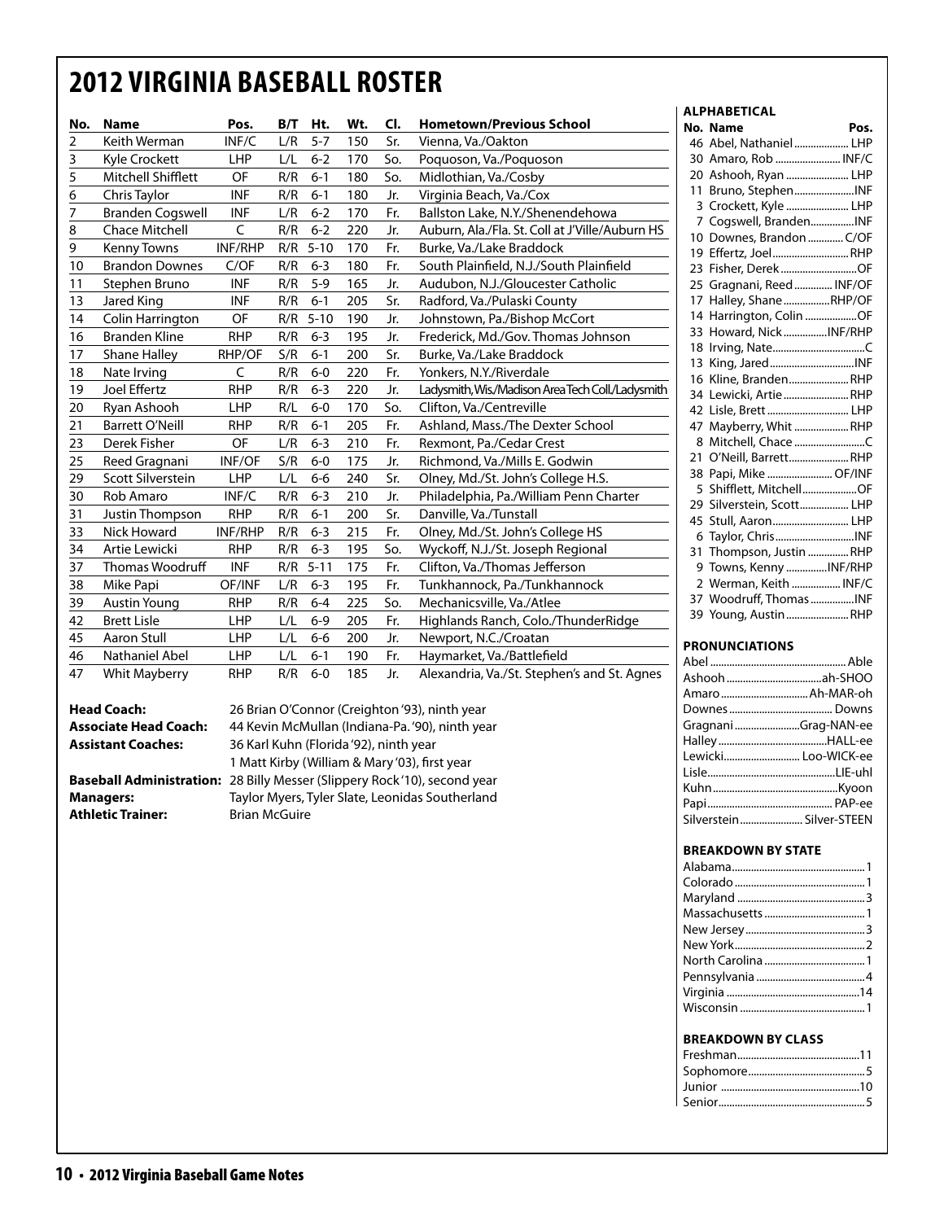# 2012 VIRGINIA BASEBALL ROSTER

| No. | Name | Pos. | B/T | Ht. | Wt. | Cl. | Hometown/Previous School |
|---|---|---|---|---|---|---|---|
| 2 | Keith Werman | INF/C | L/R | 5-7 | 150 | Sr. | Vienna, Va./Oakton |
| 3 | Kyle Crockett | LHP | L/L | 6-2 | 170 | So. | Poquoson, Va./Poquoson |
| 5 | Mitchell Shifflett | OF | R/R | 6-1 | 180 | So. | Midlothian, Va./Cosby |
| 6 | Chris Taylor | INF | R/R | 6-1 | 180 | Jr. | Virginia Beach, Va./Cox |
| 7 | Branden Cogswell | INF | L/R | 6-2 | 170 | Fr. | Ballston Lake, N.Y./Shenendehowa |
| 8 | Chace Mitchell | C | R/R | 6-2 | 220 | Jr. | Auburn, Ala./Fla. St. Coll at J'Ville/Auburn HS |
| 9 | Kenny Towns | INF/RHP | R/R | 5-10 | 170 | Fr. | Burke, Va./Lake Braddock |
| 10 | Brandon Downes | C/OF | R/R | 6-3 | 180 | Fr. | South Plainfield, N.J./South Plainfield |
| 11 | Stephen Bruno | INF | R/R | 5-9 | 165 | Jr. | Audubon, N.J./Gloucester Catholic |
| 13 | Jared King | INF | R/R | 6-1 | 205 | Sr. | Radford, Va./Pulaski County |
| 14 | Colin Harrington | OF | R/R | 5-10 | 190 | Jr. | Johnstown, Pa./Bishop McCort |
| 16 | Branden Kline | RHP | R/R | 6-3 | 195 | Jr. | Frederick, Md./Gov. Thomas Johnson |
| 17 | Shane Halley | RHP/OF | S/R | 6-1 | 200 | Sr. | Burke, Va./Lake Braddock |
| 18 | Nate Irving | C | R/R | 6-0 | 220 | Fr. | Yonkers, N.Y./Riverdale |
| 19 | Joel Effertz | RHP | R/R | 6-3 | 220 | Jr. | Ladysmith, Wis./Madison Area Tech Coll./Ladysmith |
| 20 | Ryan Ashooh | LHP | R/L | 6-0 | 170 | So. | Clifton, Va./Centreville |
| 21 | Barrett O'Neill | RHP | R/R | 6-1 | 205 | Fr. | Ashland, Mass./The Dexter School |
| 23 | Derek Fisher | OF | L/R | 6-3 | 210 | Fr. | Rexmont, Pa./Cedar Crest |
| 25 | Reed Gragnani | INF/OF | S/R | 6-0 | 175 | Jr. | Richmond, Va./Mills E. Godwin |
| 29 | Scott Silverstein | LHP | L/L | 6-6 | 240 | Sr. | Olney, Md./St. John's College H.S. |
| 30 | Rob Amaro | INF/C | R/R | 6-3 | 210 | Jr. | Philadelphia, Pa./William Penn Charter |
| 31 | Justin Thompson | RHP | R/R | 6-1 | 200 | Sr. | Danville, Va./Tunstall |
| 33 | Nick Howard | INF/RHP | R/R | 6-3 | 215 | Fr. | Olney, Md./St. John's College HS |
| 34 | Artie Lewicki | RHP | R/R | 6-3 | 195 | So. | Wyckoff, N.J./St. Joseph Regional |
| 37 | Thomas Woodruff | INF | R/R | 5-11 | 175 | Fr. | Clifton, Va./Thomas Jefferson |
| 38 | Mike Papi | OF/INF | L/R | 6-3 | 195 | Fr. | Tunkhannock, Pa./Tunkhannock |
| 39 | Austin Young | RHP | R/R | 6-4 | 225 | So. | Mechanicsville, Va./Atlee |
| 42 | Brett Lisle | LHP | L/L | 6-9 | 205 | Fr. | Highlands Ranch, Colo./ThunderRidge |
| 45 | Aaron Stull | LHP | L/L | 6-6 | 200 | Jr. | Newport, N.C./Croatan |
| 46 | Nathaniel Abel | LHP | L/L | 6-1 | 190 | Fr. | Haymarket, Va./Battlefield |
| 47 | Whit Mayberry | RHP | R/R | 6-0 | 185 | Jr. | Alexandria, Va./St. Stephen's and St. Agnes |

**Head Coach:** 26 Brian O'Connor (Creighton '93), ninth year
**Associate Head Coach:** 44 Kevin McMullan (Indiana-Pa. '90), ninth year
**Assistant Coaches:** 36 Karl Kuhn (Florida '92), ninth year
1 Matt Kirby (William & Mary '03), first year
**Baseball Administration:** 28 Billy Messer (Slippery Rock '10), second year
**Managers:** Taylor Myers, Tyler Slate, Leonidas Southerland
**Athletic Trainer:** Brian McGuire

### ALPHABETICAL

| No. | Name | Pos. |
|---|---|---|
| 46 | Abel, Nathaniel | LHP |
| 30 | Amaro, Rob | INF/C |
| 20 | Ashooh, Ryan | LHP |
| 11 | Bruno, Stephen | INF |
| 3 | Crockett, Kyle | LHP |
| 7 | Cogswell, Branden | INF |
| 10 | Downes, Brandon | C/OF |
| 19 | Effertz, Joel | RHP |
| 23 | Fisher, Derek | OF |
| 25 | Gragnani, Reed | INF/OF |
| 17 | Halley, Shane | RHP/OF |
| 14 | Harrington, Colin | OF |
| 33 | Howard, Nick | INF/RHP |
| 18 | Irving, Nate | C |
| 13 | King, Jared | INF |
| 16 | Kline, Branden | RHP |
| 34 | Lewicki, Artie | RHP |
| 42 | Lisle, Brett | LHP |
| 47 | Mayberry, Whit | RHP |
| 8 | Mitchell, Chace | C |
| 21 | O'Neill, Barrett | RHP |
| 38 | Papi, Mike | OF/INF |
| 5 | Shifflett, Mitchell | OF |
| 29 | Silverstein, Scott | LHP |
| 45 | Stull, Aaron | LHP |
| 6 | Taylor, Chris | INF |
| 31 | Thompson, Justin | RHP |
| 9 | Towns, Kenny | INF/RHP |
| 2 | Werman, Keith | INF/C |
| 37 | Woodruff, Thomas | INF |
| 39 | Young, Austin | RHP |

### PRONUNCIATIONS

| | |
|---|---|
| Abel | Able |
| Ashooh | ah-SHOO |
| Amaro | Ah-MAR-oh |
| Downes | Downs |
| Gragnani | Grag-NAN-ee |
| Halley | HALL-ee |
| Lewicki | Loo-WICK-ee |
| Lisle | LIE-uhl |
| Kuhn | Kyoon |
| Papi | PAP-ee |
| Silverstein | Silver-STEEN |

### BREAKDOWN BY STATE

| | |
|---|---|
| Alabama | 1 |
| Colorado | 1 |
| Maryland | 3 |
| Massachusetts | 1 |
| New Jersey | 3 |
| New York | 2 |
| North Carolina | 1 |
| Pennsylvania | 4 |
| Virginia | 14 |
| Wisconsin | 1 |

### BREAKDOWN BY CLASS

| | |
|---|---|
| Freshman | 11 |
| Sophomore | 5 |
| Junior | 10 |
| Senior | 5 |